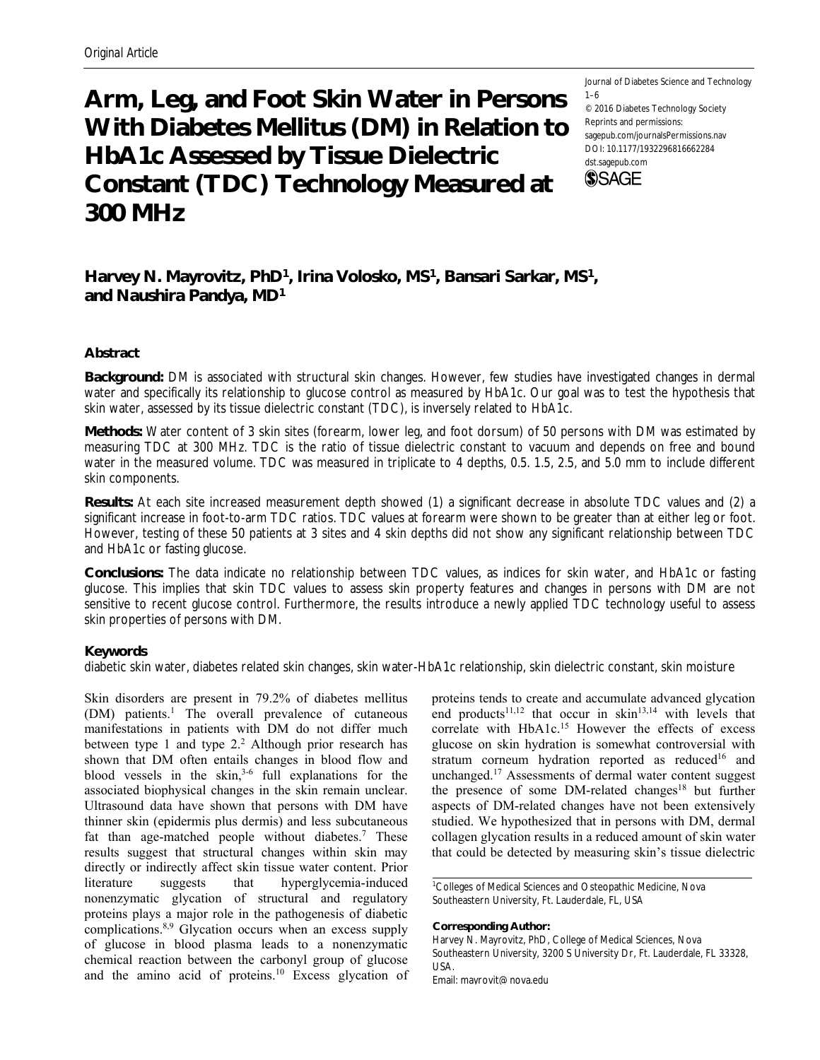Original Article

# Arm, Leg, and Foot Skin Water in Persons With Diabetes Mellitus (DM) in Relation to HbA1c Assessed by Tissue Dielectric Constant (TDC) Technology Measured at 300 MHz

Journal of Diabetes Science and Technology
1–6
© 2016 Diabetes Technology Society
Reprints and permissions:
sagepub.com/journalsPermissions.nav
DOI: 10.1177/1932296816662284
dst.sagepub.com

**Harvey N. Mayrovitz, PhD[1], Irina Volosko, MS[1], Bansari Sarkar, MS[1], and Naushira Pandya, MD[1]**

## Abstract

**Background:** DM is associated with structural skin changes. However, few studies have investigated changes in dermal water and specifically its relationship to glucose control as measured by HbA1c. Our goal was to test the hypothesis that skin water, assessed by its tissue dielectric constant (TDC), is inversely related to HbA1c.

**Methods:** Water content of 3 skin sites (forearm, lower leg, and foot dorsum) of 50 persons with DM was estimated by measuring TDC at 300 MHz. TDC is the ratio of tissue dielectric constant to vacuum and depends on free and bound water in the measured volume. TDC was measured in triplicate to 4 depths, 0.5. 1.5, 2.5, and 5.0 mm to include different skin components.

**Results:** At each site increased measurement depth showed (1) a significant decrease in absolute TDC values and (2) a significant increase in foot-to-arm TDC ratios. TDC values at forearm were shown to be greater than at either leg or foot. However, testing of these 50 patients at 3 sites and 4 skin depths did not show any significant relationship between TDC and HbA1c or fasting glucose.

**Conclusions:** The data indicate no relationship between TDC values, as indices for skin water, and HbA1c or fasting glucose. This implies that skin TDC values to assess skin property features and changes in persons with DM are not sensitive to recent glucose control. Furthermore, the results introduce a newly applied TDC technology useful to assess skin properties of persons with DM.

## Keywords

diabetic skin water, diabetes related skin changes, skin water-HbA1c relationship, skin dielectric constant, skin moisture

Skin disorders are present in 79.2% of diabetes mellitus (DM) patients.[1] The overall prevalence of cutaneous manifestations in patients with DM do not differ much between type 1 and type 2.[2] Although prior research has shown that DM often entails changes in blood flow and blood vessels in the skin,[3-6] full explanations for the associated biophysical changes in the skin remain unclear. Ultrasound data have shown that persons with DM have thinner skin (epidermis plus dermis) and less subcutaneous fat than age-matched people without diabetes.[7] These results suggest that structural changes within skin may directly or indirectly affect skin tissue water content. Prior literature suggests that hyperglycemia-induced nonenzymatic glycation of structural and regulatory proteins plays a major role in the pathogenesis of diabetic complications.[8,9] Glycation occurs when an excess supply of glucose in blood plasma leads to a nonenzymatic chemical reaction between the carbonyl group of glucose and the amino acid of proteins.[10] Excess glycation of proteins tends to create and accumulate advanced glycation end products[11,12] that occur in skin[13,14] with levels that correlate with HbA1c.[15] However the effects of excess glucose on skin hydration is somewhat controversial with stratum corneum hydration reported as reduced[16] and unchanged.[17] Assessments of dermal water content suggest the presence of some DM-related changes[18] but further aspects of DM-related changes have not been extensively studied. We hypothesized that in persons with DM, dermal collagen glycation results in a reduced amount of skin water that could be detected by measuring skin's tissue dielectric

[1]Colleges of Medical Sciences and Osteopathic Medicine, Nova Southeastern University, Ft. Lauderdale, FL, USA

**Corresponding Author:**
Harvey N. Mayrovitz, PhD, College of Medical Sciences, Nova Southeastern University, 3200 S University Dr, Ft. Lauderdale, FL 33328, USA.
Email: mayrovit@nova.edu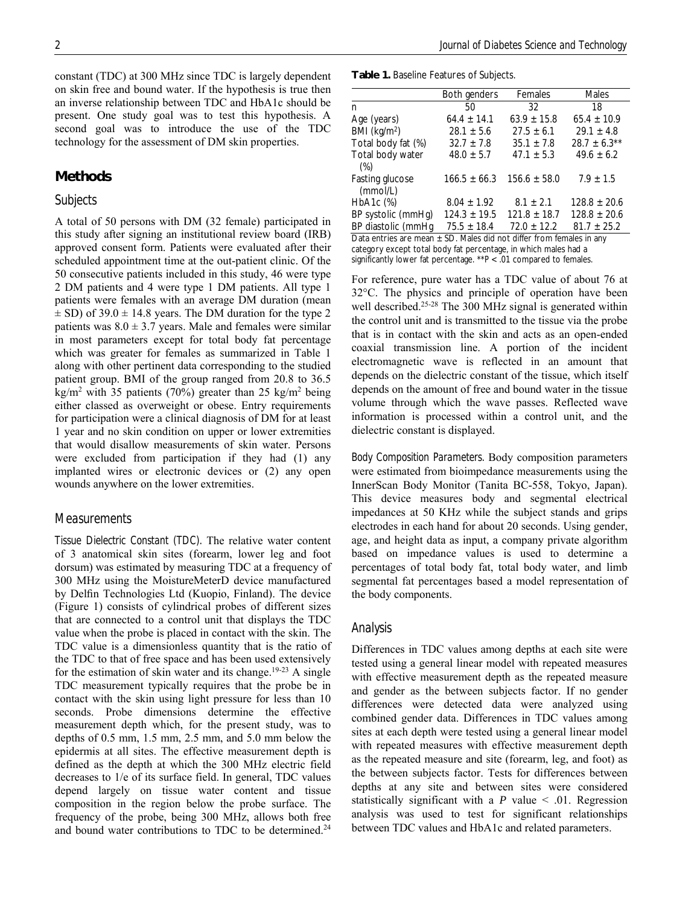constant (TDC) at 300 MHz since TDC is largely dependent on skin free and bound water. If the hypothesis is true then an inverse relationship between TDC and HbA1c should be present. One study goal was to test this hypothesis. A second goal was to introduce the use of the TDC technology for the assessment of DM skin properties.

## Methods

### Subjects

A total of 50 persons with DM (32 female) participated in this study after signing an institutional review board (IRB) approved consent form. Patients were evaluated after their scheduled appointment time at the out-patient clinic. Of the 50 consecutive patients included in this study, 46 were type 2 DM patients and 4 were type 1 DM patients. All type 1 patients were females with an average DM duration (mean ± SD) of 39.0 ± 14.8 years. The DM duration for the type 2 patients was 8.0 ± 3.7 years. Male and females were similar in most parameters except for total body fat percentage which was greater for females as summarized in Table 1 along with other pertinent data corresponding to the studied patient group. BMI of the group ranged from 20.8 to 36.5 kg/m$^2$ with 35 patients (70%) greater than 25 kg/m$^2$ being either classed as overweight or obese. Entry requirements for participation were a clinical diagnosis of DM for at least 1 year and no skin condition on upper or lower extremities that would disallow measurements of skin water. Persons were excluded from participation if they had (1) any implanted wires or electronic devices or (2) any open wounds anywhere on the lower extremities.

### Measurements

*Tissue Dielectric Constant (TDC).* The relative water content of 3 anatomical skin sites (forearm, lower leg and foot dorsum) was estimated by measuring TDC at a frequency of 300 MHz using the MoistureMeterD device manufactured by Delfin Technologies Ltd (Kuopio, Finland). The device (Figure 1) consists of cylindrical probes of different sizes that are connected to a control unit that displays the TDC value when the probe is placed in contact with the skin. The TDC value is a dimensionless quantity that is the ratio of the TDC to that of free space and has been used extensively for the estimation of skin water and its change.[19-23] A single TDC measurement typically requires that the probe be in contact with the skin using light pressure for less than 10 seconds. Probe dimensions determine the effective measurement depth which, for the present study, was to depths of 0.5 mm, 1.5 mm, 2.5 mm, and 5.0 mm below the epidermis at all sites. The effective measurement depth is defined as the depth at which the 300 MHz electric field decreases to 1/e of its surface field. In general, TDC values depend largely on tissue water content and tissue composition in the region below the probe surface. The frequency of the probe, being 300 MHz, allows both free and bound water contributions to TDC to be determined.[24]

**Table 1.** Baseline Features of Subjects.

| | Both genders | Females | Males |
|---|---|---|---|
| n | 50 | 32 | 18 |
| Age (years) | 64.4 ± 14.1 | 63.9 ± 15.8 | 65.4 ± 10.9 |
| BMI (kg/m$^2$) | 28.1 ± 5.6 | 27.5 ± 6.1 | 29.1 ± 4.8 |
| Total body fat (%) | 32.7 ± 7.8 | 35.1 ± 7.8 | 28.7 ± 6.3** |
| Total body water (%) | 48.0 ± 5.7 | 47.1 ± 5.3 | 49.6 ± 6.2 |
| Fasting glucose (mmol/L) | 166.5 ± 66.3 | 156.6 ± 58.0 | 7.9 ± 1.5 |
| HbA1c (%) | 8.04 ± 1.92 | 8.1 ± 2.1 | 128.8 ± 20.6 |
| BP systolic (mmHg) | 124.3 ± 19.5 | 121.8 ± 18.7 | 128.8 ± 20.6 |
| BP diastolic (mmHg | 75.5 ± 18.4 | 72.0 ± 12.2 | 81.7 ± 25.2 |

Data entries are mean ± SD. Males did not differ from females in any category except total body fat percentage, in which males had a significantly lower fat percentage. **$P < .01$ compared to females.

For reference, pure water has a TDC value of about 76 at 32°C. The physics and principle of operation have been well described.[25-28] The 300 MHz signal is generated within the control unit and is transmitted to the tissue via the probe that is in contact with the skin and acts as an open-ended coaxial transmission line. A portion of the incident electromagnetic wave is reflected in an amount that depends on the dielectric constant of the tissue, which itself depends on the amount of free and bound water in the tissue volume through which the wave passes. Reflected wave information is processed within a control unit, and the dielectric constant is displayed.

*Body Composition Parameters.* Body composition parameters were estimated from bioimpedance measurements using the InnerScan Body Monitor (Tanita BC-558, Tokyo, Japan). This device measures body and segmental electrical impedances at 50 KHz while the subject stands and grips electrodes in each hand for about 20 seconds. Using gender, age, and height data as input, a company private algorithm based on impedance values is used to determine a percentages of total body fat, total body water, and limb segmental fat percentages based a model representation of the body components.

### Analysis

Differences in TDC values among depths at each site were tested using a general linear model with repeated measures with effective measurement depth as the repeated measure and gender as the between subjects factor. If no gender differences were detected data were analyzed using combined gender data. Differences in TDC values among sites at each depth were tested using a general linear model with repeated measures with effective measurement depth as the repeated measure and site (forearm, leg, and foot) as the between subjects factor. Tests for differences between depths at any site and between sites were considered statistically significant with a $P$ value $< .01$. Regression analysis was used to test for significant relationships between TDC values and HbA1c and related parameters.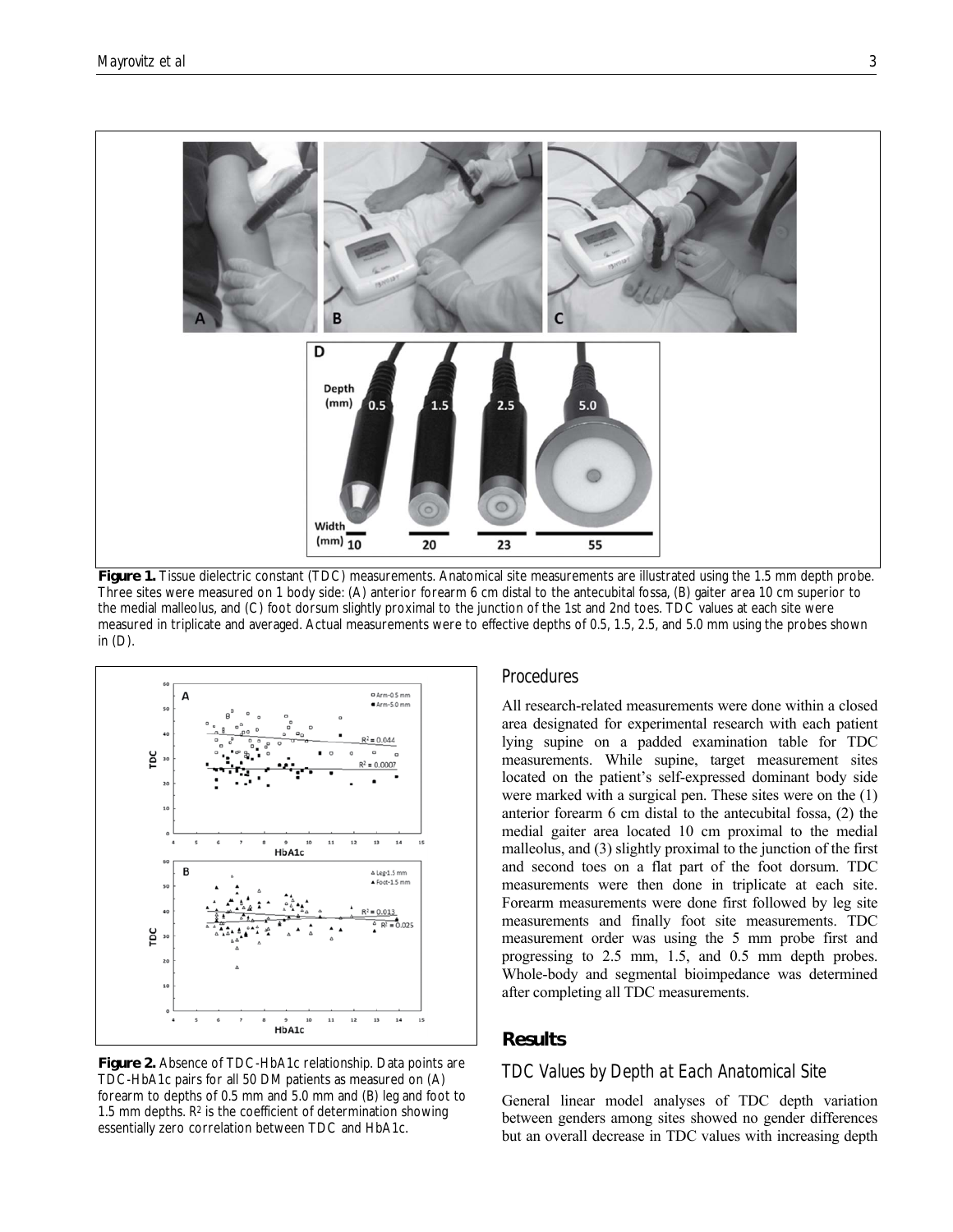**Figure 1.** Tissue dielectric constant (TDC) measurements. Anatomical site measurements are illustrated using the 1.5 mm depth probe. Three sites were measured on 1 body side: (A) anterior forearm 6 cm distal to the antecubital fossa, (B) gaiter area 10 cm superior to the medial malleolus, and (C) foot dorsum slightly proximal to the junction of the 1st and 2nd toes. TDC values at each site were measured in triplicate and averaged. Actual measurements were to effective depths of 0.5, 1.5, 2.5, and 5.0 mm using the probes shown in (D).

**Figure 2.** Absence of TDC-HbA1c relationship. Data points are TDC-HbA1c pairs for all 50 DM patients as measured on (A) forearm to depths of 0.5 mm and 5.0 mm and (B) leg and foot to 1.5 mm depths. $R^2$ is the coefficient of determination showing essentially zero correlation between TDC and HbA1c.

## Procedures

All research-related measurements were done within a closed area designated for experimental research with each patient lying supine on a padded examination table for TDC measurements. While supine, target measurement sites located on the patient's self-expressed dominant body side were marked with a surgical pen. These sites were on the (1) anterior forearm 6 cm distal to the antecubital fossa, (2) the medial gaiter area located 10 cm proximal to the medial malleolus, and (3) slightly proximal to the junction of the first and second toes on a flat part of the foot dorsum. TDC measurements were then done in triplicate at each site. Forearm measurements were done first followed by leg site measurements and finally foot site measurements. TDC measurement order was using the 5 mm probe first and progressing to 2.5 mm, 1.5, and 0.5 mm depth probes. Whole-body and segmental bioimpedance was determined after completing all TDC measurements.

# Results

## TDC Values by Depth at Each Anatomical Site

General linear model analyses of TDC depth variation between genders among sites showed no gender differences but an overall decrease in TDC values with increasing depth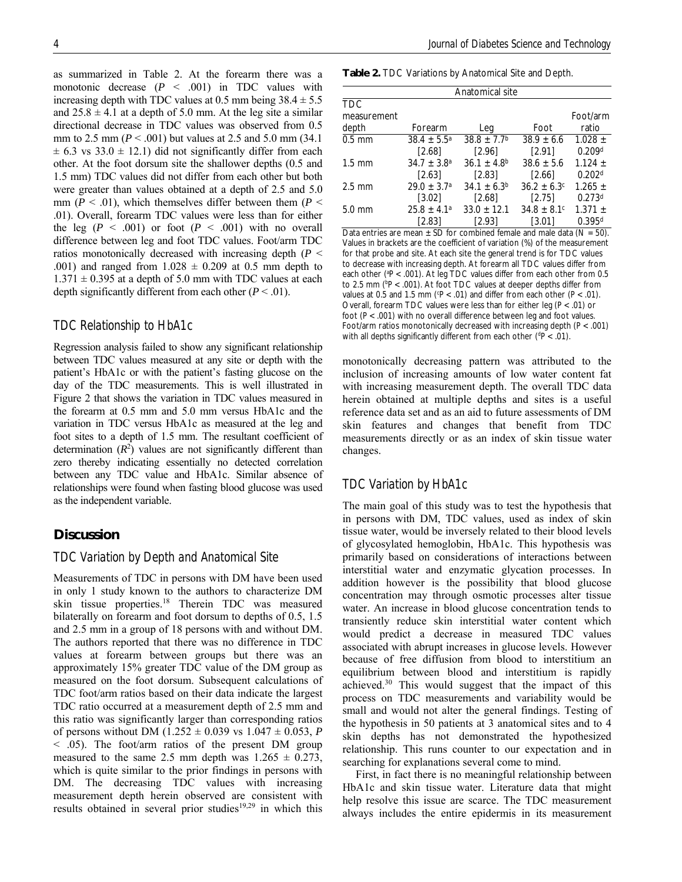as summarized in Table 2. At the forearm there was a monotonic decrease ($P < .001$) in TDC values with increasing depth with TDC values at 0.5 mm being 38.4 ± 5.5 and 25.8 ± 4.1 at a depth of 5.0 mm. At the leg site a similar directional decrease in TDC values was observed from 0.5 mm to 2.5 mm ($P < .001$) but values at 2.5 and 5.0 mm (34.1 ± 6.3 vs 33.0 ± 12.1) did not significantly differ from each other. At the foot dorsum site the shallower depths (0.5 and 1.5 mm) TDC values did not differ from each other but both were greater than values obtained at a depth of 2.5 and 5.0 mm ($P < .01$), which themselves differ between them ($P < .01$). Overall, forearm TDC values were less than for either the leg ($P < .001$) or foot ($P < .001$) with no overall difference between leg and foot TDC values. Foot/arm TDC ratios monotonically decreased with increasing depth ($P < .001$) and ranged from 1.028 ± 0.209 at 0.5 mm depth to 1.371 ± 0.395 at a depth of 5.0 mm with TDC values at each depth significantly different from each other ($P < .01$).

**Table 2.** TDC Variations by Anatomical Site and Depth.

| | Anatomical site | | | |
|---|---|---|---|---|
| TDC measurement depth | Forearm | Leg | Foot | Foot/arm ratio |
| 0.5 mm | 38.4 ± 5.5[a] [2.68] | 38.8 ± 7.7[b] [2.96] | 38.9 ± 6.6 [2.91] | 1.028 ± 0.209[d] |
| 1.5 mm | 34.7 ± 3.8[a] [2.63] | 36.1 ± 4.8[b] [2.83] | 38.6 ± 5.6 [2.66] | 1.124 ± 0.202[d] |
| 2.5 mm | 29.0 ± 3.7[a] [3.02] | 34.1 ± 6.3[b] [2.68] | 36.2 ± 6.3[c] [2.75] | 1.265 ± 0.273[d] |
| 5.0 mm | 25.8 ± 4.1[a] [2.83] | 33.0 ± 12.1 [2.93] | 34.8 ± 8.1[c] [3.01] | 1.371 ± 0.395[d] |

Data entries are mean ± SD for combined female and male data ($N = 50$). Values in brackets are the coefficient of variation (%) of the measurement for that probe and site. At each site the general trend is for TDC values to decrease with increasing depth. At forearm all TDC values differ from each other ([a]$P < .001$). At leg TDC values differ from each other from 0.5 to 2.5 mm ([b]$P < .001$). At foot TDC values at deeper depths differ from values at 0.5 and 1.5 mm ([c]$P < .01$) and differ from each other ($P < .01$). Overall, forearm TDC values were less than for either leg ($P < .01$) or foot ($P < .001$) with no overall difference between leg and foot values. Foot/arm ratios monotonically decreased with increasing depth ($P < .001$) with all depths significantly different from each other ([d]$P < .01$).

## TDC Relationship to HbA1c

Regression analysis failed to show any significant relationship between TDC values measured at any site or depth with the patient's HbA1c or with the patient's fasting glucose on the day of the TDC measurements. This is well illustrated in Figure 2 that shows the variation in TDC values measured in the forearm at 0.5 mm and 5.0 mm versus HbA1c and the variation in TDC versus HbA1c as measured at the leg and foot sites to a depth of 1.5 mm. The resultant coefficient of determination ($R^2$) values are not significantly different than zero thereby indicating essentially no detected correlation between any TDC value and HbA1c. Similar absence of relationships were found when fasting blood glucose was used as the independent variable.

# Discussion

## TDC Variation by Depth and Anatomical Site

Measurements of TDC in persons with DM have been used in only 1 study known to the authors to characterize DM skin tissue properties.[18] Therein TDC was measured bilaterally on forearm and foot dorsum to depths of 0.5, 1.5 and 2.5 mm in a group of 18 persons with and without DM. The authors reported that there was no difference in TDC values at forearm between groups but there was an approximately 15% greater TDC value of the DM group as measured on the foot dorsum. Subsequent calculations of TDC foot/arm ratios based on their data indicate the largest TDC ratio occurred at a measurement depth of 2.5 mm and this ratio was significantly larger than corresponding ratios of persons without DM (1.252 ± 0.039 vs 1.047 ± 0.053, $P < .05$). The foot/arm ratios of the present DM group measured to the same 2.5 mm depth was 1.265 ± 0.273, which is quite similar to the prior findings in persons with DM. The decreasing TDC values with increasing measurement depth herein observed are consistent with results obtained in several prior studies[19,29] in which this monotonically decreasing pattern was attributed to the inclusion of increasing amounts of low water content fat with increasing measurement depth. The overall TDC data herein obtained at multiple depths and sites is a useful reference data set and as an aid to future assessments of DM skin features and changes that benefit from TDC measurements directly or as an index of skin tissue water changes.

## TDC Variation by HbA1c

The main goal of this study was to test the hypothesis that in persons with DM, TDC values, used as index of skin tissue water, would be inversely related to their blood levels of glycosylated hemoglobin, HbA1c. This hypothesis was primarily based on considerations of interactions between interstitial water and enzymatic glycation processes. In addition however is the possibility that blood glucose concentration may through osmotic processes alter tissue water. An increase in blood glucose concentration tends to transiently reduce skin interstitial water content which would predict a decrease in measured TDC values associated with abrupt increases in glucose levels. However because of free diffusion from blood to interstitium an equilibrium between blood and interstitium is rapidly achieved.[30] This would suggest that the impact of this process on TDC measurements and variability would be small and would not alter the general findings. Testing of the hypothesis in 50 patients at 3 anatomical sites and to 4 skin depths has not demonstrated the hypothesized relationship. This runs counter to our expectation and in searching for explanations several come to mind.

First, in fact there is no meaningful relationship between HbA1c and skin tissue water. Literature data that might help resolve this issue are scarce. The TDC measurement always includes the entire epidermis in its measurement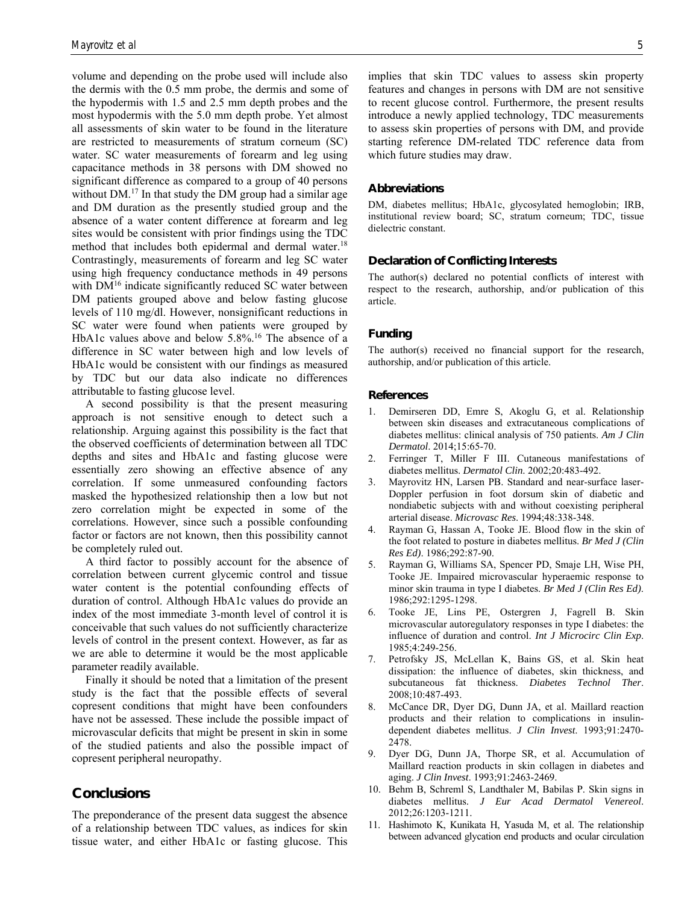volume and depending on the probe used will include also the dermis with the 0.5 mm probe, the dermis and some of the hypodermis with 1.5 and 2.5 mm depth probes and the most hypodermis with the 5.0 mm depth probe. Yet almost all assessments of skin water to be found in the literature are restricted to measurements of stratum corneum (SC) water. SC water measurements of forearm and leg using capacitance methods in 38 persons with DM showed no significant difference as compared to a group of 40 persons without DM.[17] In that study the DM group had a similar age and DM duration as the presently studied group and the absence of a water content difference at forearm and leg sites would be consistent with prior findings using the TDC method that includes both epidermal and dermal water.[18] Contrastingly, measurements of forearm and leg SC water using high frequency conductance methods in 49 persons with DM[16] indicate significantly reduced SC water between DM patients grouped above and below fasting glucose levels of 110 mg/dl. However, nonsignificant reductions in SC water were found when patients were grouped by HbA1c values above and below 5.8%.[16] The absence of a difference in SC water between high and low levels of HbA1c would be consistent with our findings as measured by TDC but our data also indicate no differences attributable to fasting glucose level.

A second possibility is that the present measuring approach is not sensitive enough to detect such a relationship. Arguing against this possibility is the fact that the observed coefficients of determination between all TDC depths and sites and HbA1c and fasting glucose were essentially zero showing an effective absence of any correlation. If some unmeasured confounding factors masked the hypothesized relationship then a low but not zero correlation might be expected in some of the correlations. However, since such a possible confounding factor or factors are not known, then this possibility cannot be completely ruled out.

A third factor to possibly account for the absence of correlation between current glycemic control and tissue water content is the potential confounding effects of duration of control. Although HbA1c values do provide an index of the most immediate 3-month level of control it is conceivable that such values do not sufficiently characterize levels of control in the present context. However, as far as we are able to determine it would be the most applicable parameter readily available.

Finally it should be noted that a limitation of the present study is the fact that the possible effects of several copresent conditions that might have been confounders have not be assessed. These include the possible impact of microvascular deficits that might be present in skin in some of the studied patients and also the possible impact of copresent peripheral neuropathy.

## Conclusions

The preponderance of the present data suggest the absence of a relationship between TDC values, as indices for skin tissue water, and either HbA1c or fasting glucose. This implies that skin TDC values to assess skin property features and changes in persons with DM are not sensitive to recent glucose control. Furthermore, the present results introduce a newly applied technology, TDC measurements to assess skin properties of persons with DM, and provide starting reference DM-related TDC reference data from which future studies may draw.

### Abbreviations

DM, diabetes mellitus; HbA1c, glycosylated hemoglobin; IRB, institutional review board; SC, stratum corneum; TDC, tissue dielectric constant.

### Declaration of Conflicting Interests

The author(s) declared no potential conflicts of interest with respect to the research, authorship, and/or publication of this article.

### Funding

The author(s) received no financial support for the research, authorship, and/or publication of this article.

### References

1. Demirseren DD, Emre S, Akoglu G, et al. Relationship between skin diseases and extracutaneous complications of diabetes mellitus: clinical analysis of 750 patients. *Am J Clin Dermatol*. 2014;15:65-70.
2. Ferringer T, Miller F III. Cutaneous manifestations of diabetes mellitus. *Dermatol Clin*. 2002;20:483-492.
3. Mayrovitz HN, Larsen PB. Standard and near-surface laser-Doppler perfusion in foot dorsum skin of diabetic and nondiabetic subjects with and without coexisting peripheral arterial disease. *Microvasc Res*. 1994;48:338-348.
4. Rayman G, Hassan A, Tooke JE. Blood flow in the skin of the foot related to posture in diabetes mellitus. *Br Med J (Clin Res Ed)*. 1986;292:87-90.
5. Rayman G, Williams SA, Spencer PD, Smaje LH, Wise PH, Tooke JE. Impaired microvascular hyperaemic response to minor skin trauma in type I diabetes. *Br Med J (Clin Res Ed)*. 1986;292:1295-1298.
6. Tooke JE, Lins PE, Ostergren J, Fagrell B. Skin microvascular autoregulatory responses in type I diabetes: the influence of duration and control. *Int J Microcirc Clin Exp*. 1985;4:249-256.
7. Petrofsky JS, McLellan K, Bains GS, et al. Skin heat dissipation: the influence of diabetes, skin thickness, and subcutaneous fat thickness. *Diabetes Technol Ther*. 2008;10:487-493.
8. McCance DR, Dyer DG, Dunn JA, et al. Maillard reaction products and their relation to complications in insulin-dependent diabetes mellitus. *J Clin Invest*. 1993;91:2470-2478.
9. Dyer DG, Dunn JA, Thorpe SR, et al. Accumulation of Maillard reaction products in skin collagen in diabetes and aging. *J Clin Invest*. 1993;91:2463-2469.
10. Behm B, Schreml S, Landthaler M, Babilas P. Skin signs in diabetes mellitus. *J Eur Acad Dermatol Venereol*. 2012;26:1203-1211.
11. Hashimoto K, Kunikata H, Yasuda M, et al. The relationship between advanced glycation end products and ocular circulation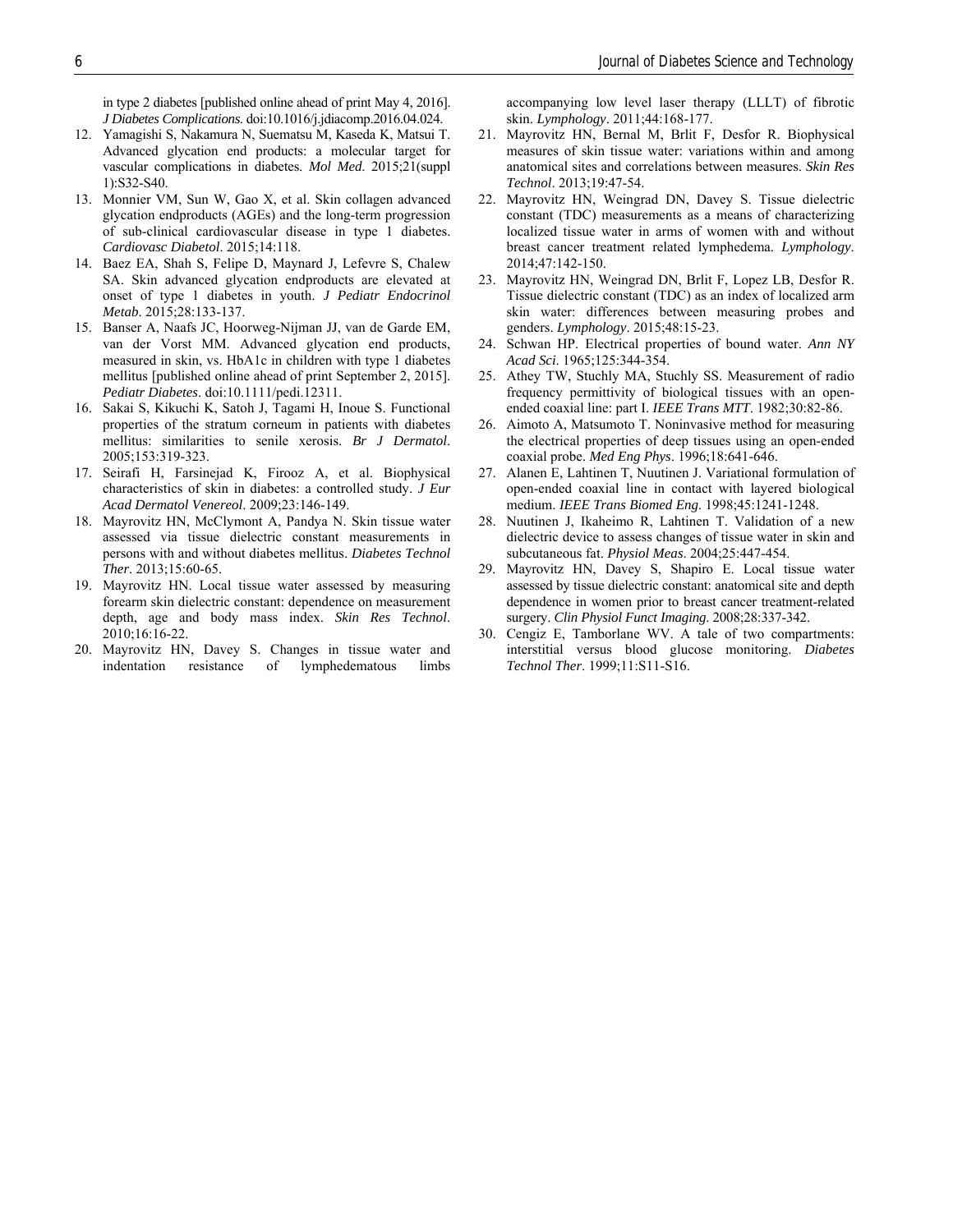in type 2 diabetes [published online ahead of print May 4, 2016]. *J Diabetes Complications.* doi:10.1016/j.jdiacomp.2016.04.024.

12. Yamagishi S, Nakamura N, Suematsu M, Kaseda K, Matsui T. Advanced glycation end products: a molecular target for vascular complications in diabetes. *Mol Med*. 2015;21(suppl 1):S32-S40.
13. Monnier VM, Sun W, Gao X, et al. Skin collagen advanced glycation endproducts (AGEs) and the long-term progression of sub-clinical cardiovascular disease in type 1 diabetes. *Cardiovasc Diabetol*. 2015;14:118.
14. Baez EA, Shah S, Felipe D, Maynard J, Lefevre S, Chalew SA. Skin advanced glycation endproducts are elevated at onset of type 1 diabetes in youth. *J Pediatr Endocrinol Metab*. 2015;28:133-137.
15. Banser A, Naafs JC, Hoorweg-Nijman JJ, van de Garde EM, van der Vorst MM. Advanced glycation end products, measured in skin, vs. HbA1c in children with type 1 diabetes mellitus [published online ahead of print September 2, 2015]. *Pediatr Diabetes*. doi:10.1111/pedi.12311.
16. Sakai S, Kikuchi K, Satoh J, Tagami H, Inoue S. Functional properties of the stratum corneum in patients with diabetes mellitus: similarities to senile xerosis. *Br J Dermatol*. 2005;153:319-323.
17. Seirafi H, Farsinejad K, Firooz A, et al. Biophysical characteristics of skin in diabetes: a controlled study. *J Eur Acad Dermatol Venereol*. 2009;23:146-149.
18. Mayrovitz HN, McClymont A, Pandya N. Skin tissue water assessed via tissue dielectric constant measurements in persons with and without diabetes mellitus. *Diabetes Technol Ther*. 2013;15:60-65.
19. Mayrovitz HN. Local tissue water assessed by measuring forearm skin dielectric constant: dependence on measurement depth, age and body mass index. *Skin Res Technol*. 2010;16:16-22.
20. Mayrovitz HN, Davey S. Changes in tissue water and indentation resistance of lymphedematous limbs accompanying low level laser therapy (LLLT) of fibrotic skin. *Lymphology*. 2011;44:168-177.
21. Mayrovitz HN, Bernal M, Brlit F, Desfor R. Biophysical measures of skin tissue water: variations within and among anatomical sites and correlations between measures. *Skin Res Technol*. 2013;19:47-54.
22. Mayrovitz HN, Weingrad DN, Davey S. Tissue dielectric constant (TDC) measurements as a means of characterizing localized tissue water in arms of women with and without breast cancer treatment related lymphedema. *Lymphology*. 2014;47:142-150.
23. Mayrovitz HN, Weingrad DN, Brlit F, Lopez LB, Desfor R. Tissue dielectric constant (TDC) as an index of localized arm skin water: differences between measuring probes and genders. *Lymphology*. 2015;48:15-23.
24. Schwan HP. Electrical properties of bound water. *Ann NY Acad Sci*. 1965;125:344-354.
25. Athey TW, Stuchly MA, Stuchly SS. Measurement of radio frequency permittivity of biological tissues with an open-ended coaxial line: part I. *IEEE Trans MTT*. 1982;30:82-86.
26. Aimoto A, Matsumoto T. Noninvasive method for measuring the electrical properties of deep tissues using an open-ended coaxial probe. *Med Eng Phys*. 1996;18:641-646.
27. Alanen E, Lahtinen T, Nuutinen J. Variational formulation of open-ended coaxial line in contact with layered biological medium. *IEEE Trans Biomed Eng*. 1998;45:1241-1248.
28. Nuutinen J, Ikaheimo R, Lahtinen T. Validation of a new dielectric device to assess changes of tissue water in skin and subcutaneous fat. *Physiol Meas*. 2004;25:447-454.
29. Mayrovitz HN, Davey S, Shapiro E. Local tissue water assessed by tissue dielectric constant: anatomical site and depth dependence in women prior to breast cancer treatment-related surgery. *Clin Physiol Funct Imaging*. 2008;28:337-342.
30. Cengiz E, Tamborlane WV. A tale of two compartments: interstitial versus blood glucose monitoring. *Diabetes Technol Ther*. 1999;11:S11-S16.